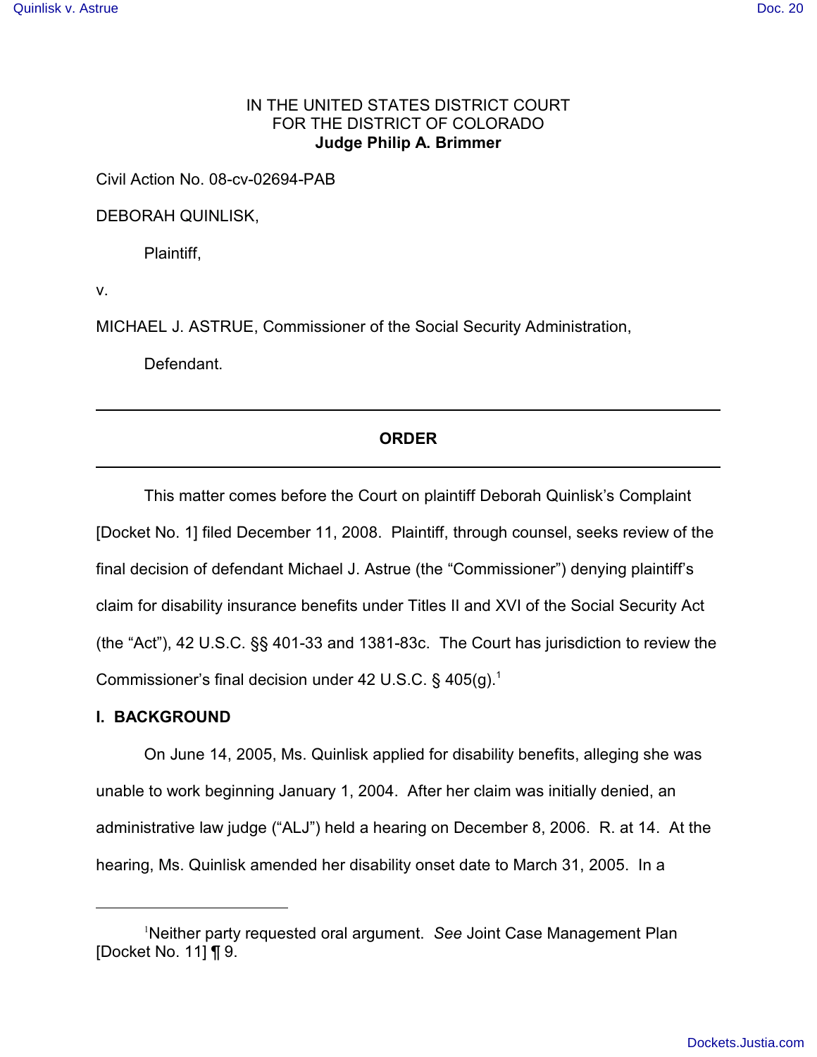IN THE UNITED STATES DISTRICT COURT
FOR THE DISTRICT OF COLORADO
**Judge Philip A. Brimmer**

Civil Action No. 08-cv-02694-PAB

DEBORAH QUINLISK,

Plaintiff,

v.

MICHAEL J. ASTRUE, Commissioner of the Social Security Administration,

Defendant.

---

**ORDER**

---

This matter comes before the Court on plaintiff Deborah Quinlisk's Complaint [Docket No. 1] filed December 11, 2008. Plaintiff, through counsel, seeks review of the final decision of defendant Michael J. Astrue (the "Commissioner") denying plaintiff's claim for disability insurance benefits under Titles II and XVI of the Social Security Act (the "Act"), 42 U.S.C. §§ 401-33 and 1381-83c. The Court has jurisdiction to review the Commissioner's final decision under 42 U.S.C. § 405(g).[1]

## I. BACKGROUND

On June 14, 2005, Ms. Quinlisk applied for disability benefits, alleging she was unable to work beginning January 1, 2004. After her claim was initially denied, an administrative law judge ("ALJ") held a hearing on December 8, 2006. R. at 14. At the hearing, Ms. Quinlisk amended her disability onset date to March 31, 2005. In a

---

[1]Neither party requested oral argument. *See* Joint Case Management Plan [Docket No. 11] ¶ 9.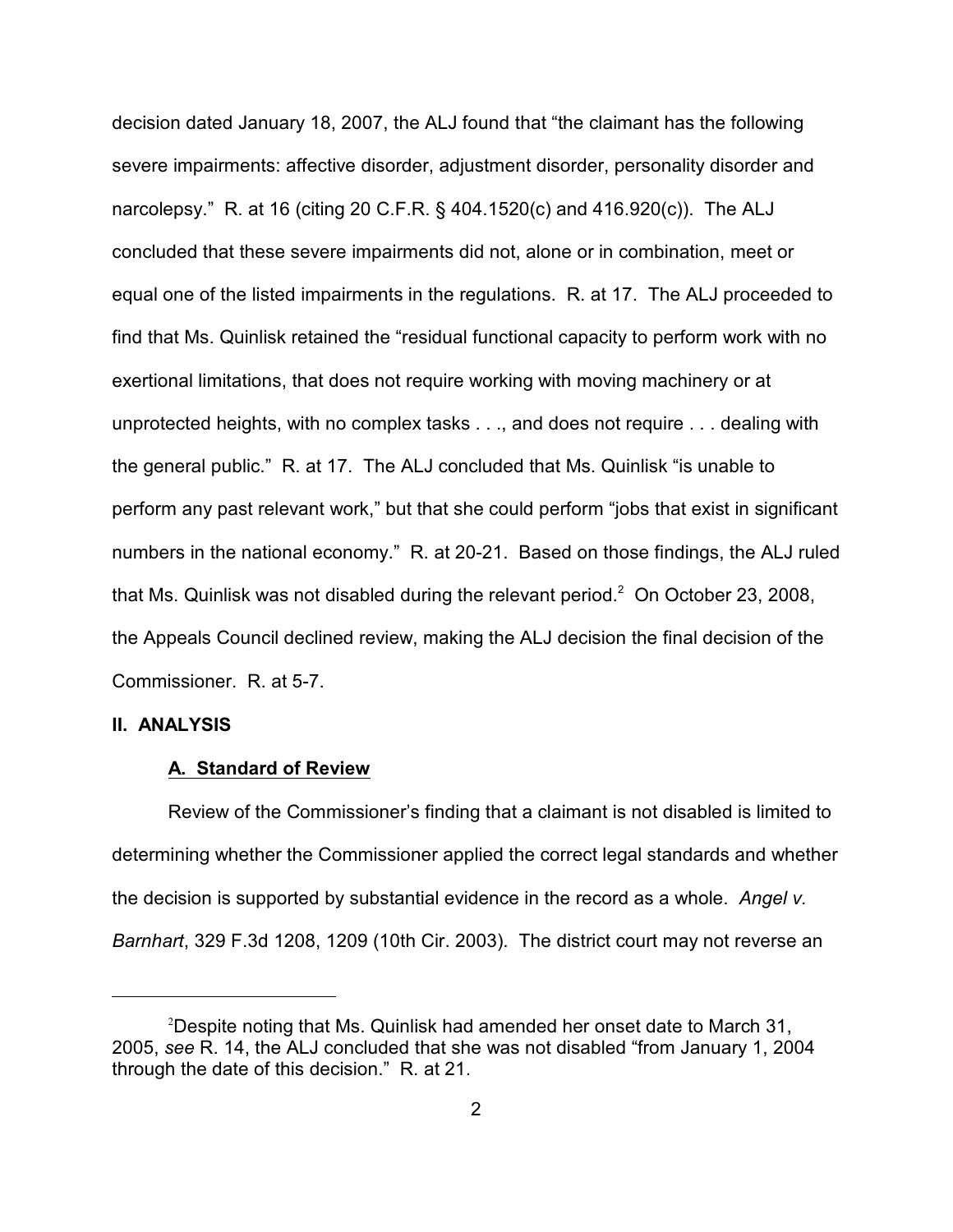decision dated January 18, 2007, the ALJ found that "the claimant has the following severe impairments: affective disorder, adjustment disorder, personality disorder and narcolepsy." R. at 16 (citing 20 C.F.R. § 404.1520(c) and 416.920(c)). The ALJ concluded that these severe impairments did not, alone or in combination, meet or equal one of the listed impairments in the regulations. R. at 17. The ALJ proceeded to find that Ms. Quinlisk retained the "residual functional capacity to perform work with no exertional limitations, that does not require working with moving machinery or at unprotected heights, with no complex tasks . . ., and does not require . . . dealing with the general public." R. at 17. The ALJ concluded that Ms. Quinlisk "is unable to perform any past relevant work," but that she could perform "jobs that exist in significant numbers in the national economy." R. at 20-21. Based on those findings, the ALJ ruled that Ms. Quinlisk was not disabled during the relevant period.[2] On October 23, 2008, the Appeals Council declined review, making the ALJ decision the final decision of the Commissioner. R. at 5-7.

## II. ANALYSIS

### A. Standard of Review

Review of the Commissioner's finding that a claimant is not disabled is limited to determining whether the Commissioner applied the correct legal standards and whether the decision is supported by substantial evidence in the record as a whole. *Angel v. Barnhart*, 329 F.3d 1208, 1209 (10th Cir. 2003). The district court may not reverse an

---

[2]Despite noting that Ms. Quinlisk had amended her onset date to March 31, 2005, *see* R. 14, the ALJ concluded that she was not disabled "from January 1, 2004 through the date of this decision." R. at 21.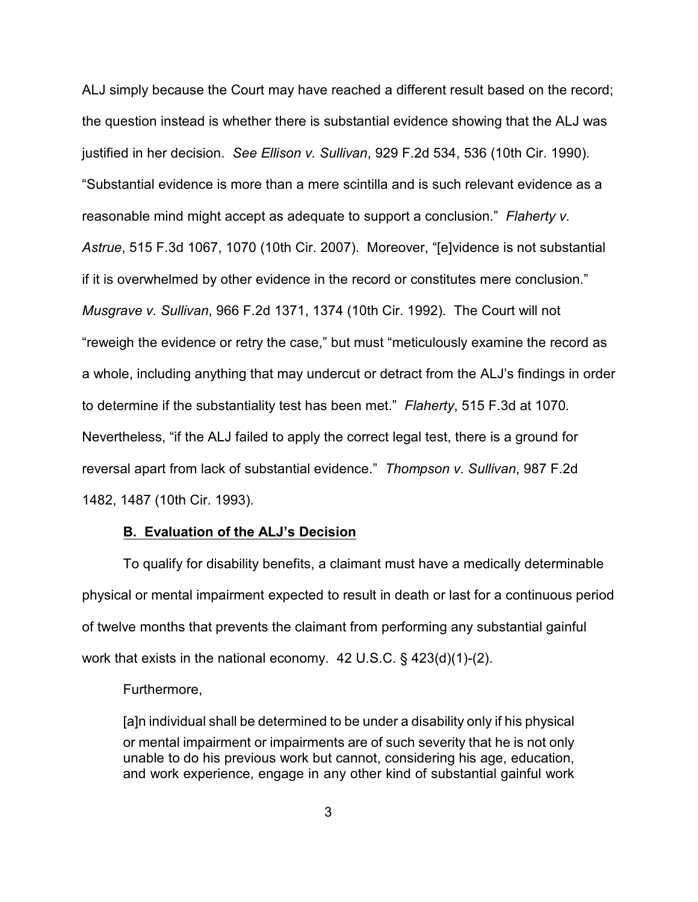ALJ simply because the Court may have reached a different result based on the record; the question instead is whether there is substantial evidence showing that the ALJ was justified in her decision. *See Ellison v. Sullivan*, 929 F.2d 534, 536 (10th Cir. 1990). "Substantial evidence is more than a mere scintilla and is such relevant evidence as a reasonable mind might accept as adequate to support a conclusion." *Flaherty v. Astrue*, 515 F.3d 1067, 1070 (10th Cir. 2007). Moreover, "[e]vidence is not substantial if it is overwhelmed by other evidence in the record or constitutes mere conclusion." *Musgrave v. Sullivan*, 966 F.2d 1371, 1374 (10th Cir. 1992). The Court will not "reweigh the evidence or retry the case," but must "meticulously examine the record as a whole, including anything that may undercut or detract from the ALJ's findings in order to determine if the substantiality test has been met." *Flaherty*, 515 F.3d at 1070. Nevertheless, "if the ALJ failed to apply the correct legal test, there is a ground for reversal apart from lack of substantial evidence." *Thompson v. Sullivan*, 987 F.2d 1482, 1487 (10th Cir. 1993).

### **B. Evaluation of the ALJ's Decision**

To qualify for disability benefits, a claimant must have a medically determinable physical or mental impairment expected to result in death or last for a continuous period of twelve months that prevents the claimant from performing any substantial gainful work that exists in the national economy. 42 U.S.C. § 423(d)(1)-(2).

Furthermore,

> [a]n individual shall be determined to be under a disability only if his physical or mental impairment or impairments are of such severity that he is not only unable to do his previous work but cannot, considering his age, education, and work experience, engage in any other kind of substantial gainful work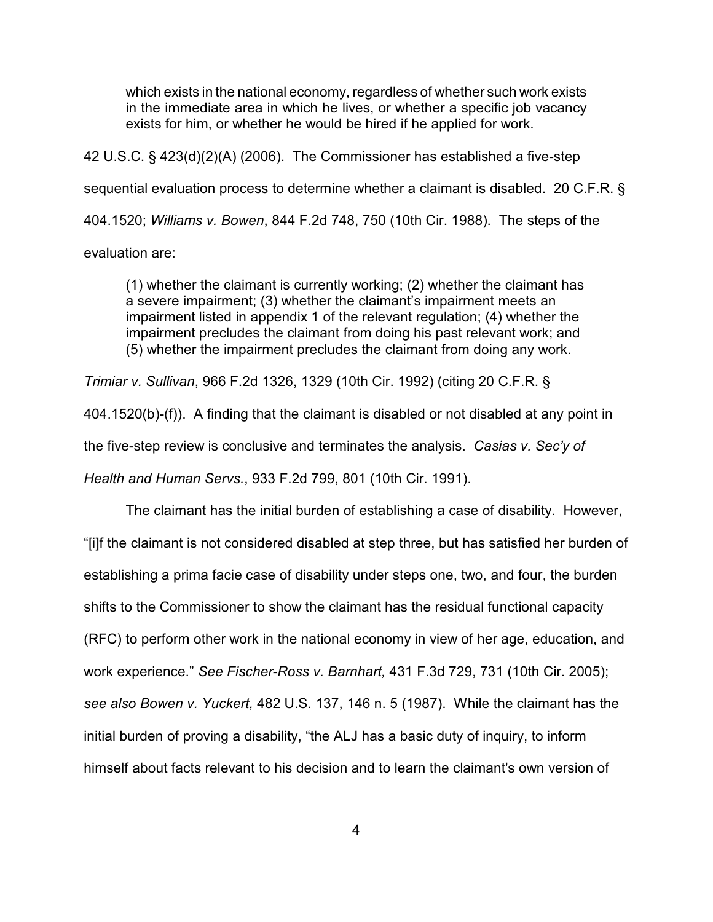> which exists in the national economy, regardless of whether such work exists in the immediate area in which he lives, or whether a specific job vacancy exists for him, or whether he would be hired if he applied for work.

42 U.S.C. § 423(d)(2)(A) (2006). The Commissioner has established a five-step sequential evaluation process to determine whether a claimant is disabled. 20 C.F.R. § 404.1520; *Williams v. Bowen*, 844 F.2d 748, 750 (10th Cir. 1988). The steps of the evaluation are:

> (1) whether the claimant is currently working; (2) whether the claimant has a severe impairment; (3) whether the claimant's impairment meets an impairment listed in appendix 1 of the relevant regulation; (4) whether the impairment precludes the claimant from doing his past relevant work; and (5) whether the impairment precludes the claimant from doing any work.

*Trimiar v. Sullivan*, 966 F.2d 1326, 1329 (10th Cir. 1992) (citing 20 C.F.R. § 404.1520(b)-(f)). A finding that the claimant is disabled or not disabled at any point in the five-step review is conclusive and terminates the analysis. *Casias v. Sec'y of Health and Human Servs.*, 933 F.2d 799, 801 (10th Cir. 1991).

The claimant has the initial burden of establishing a case of disability. However, "[i]f the claimant is not considered disabled at step three, but has satisfied her burden of establishing a prima facie case of disability under steps one, two, and four, the burden shifts to the Commissioner to show the claimant has the residual functional capacity (RFC) to perform other work in the national economy in view of her age, education, and work experience." *See Fischer-Ross v. Barnhart,* 431 F.3d 729, 731 (10th Cir. 2005); *see also Bowen v. Yuckert,* 482 U.S. 137, 146 n. 5 (1987). While the claimant has the initial burden of proving a disability, "the ALJ has a basic duty of inquiry, to inform himself about facts relevant to his decision and to learn the claimant's own version of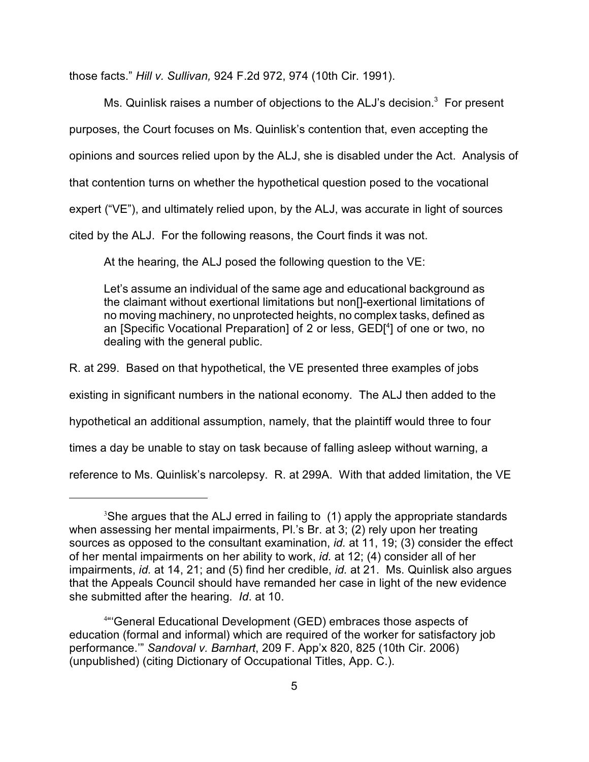those facts." *Hill v. Sullivan,* 924 F.2d 972, 974 (10th Cir. 1991).

Ms. Quinlisk raises a number of objections to the ALJ's decision.[3] For present purposes, the Court focuses on Ms. Quinlisk's contention that, even accepting the opinions and sources relied upon by the ALJ, she is disabled under the Act. Analysis of that contention turns on whether the hypothetical question posed to the vocational expert ("VE"), and ultimately relied upon, by the ALJ, was accurate in light of sources cited by the ALJ. For the following reasons, the Court finds it was not.

At the hearing, the ALJ posed the following question to the VE:

> Let's assume an individual of the same age and educational background as the claimant without exertional limitations but non[]-exertional limitations of no moving machinery, no unprotected heights, no complex tasks, defined as an [Specific Vocational Preparation] of 2 or less, GED[[4]] of one or two, no dealing with the general public.

R. at 299. Based on that hypothetical, the VE presented three examples of jobs existing in significant numbers in the national economy. The ALJ then added to the hypothetical an additional assumption, namely, that the plaintiff would three to four times a day be unable to stay on task because of falling asleep without warning, a reference to Ms. Quinlisk's narcolepsy. R. at 299A. With that added limitation, the VE

---

[3] She argues that the ALJ erred in failing to (1) apply the appropriate standards when assessing her mental impairments, Pl.'s Br. at 3; (2) rely upon her treating sources as opposed to the consultant examination, *id.* at 11, 19; (3) consider the effect of her mental impairments on her ability to work, *id.* at 12; (4) consider all of her impairments, *id.* at 14, 21; and (5) find her credible, *id.* at 21. Ms. Quinlisk also argues that the Appeals Council should have remanded her case in light of the new evidence she submitted after the hearing. *Id*. at 10.

[4] "'General Educational Development (GED) embraces those aspects of education (formal and informal) which are required of the worker for satisfactory job performance.'" *Sandoval v. Barnhart*, 209 F. App'x 820, 825 (10th Cir. 2006) (unpublished) (citing Dictionary of Occupational Titles, App. C.).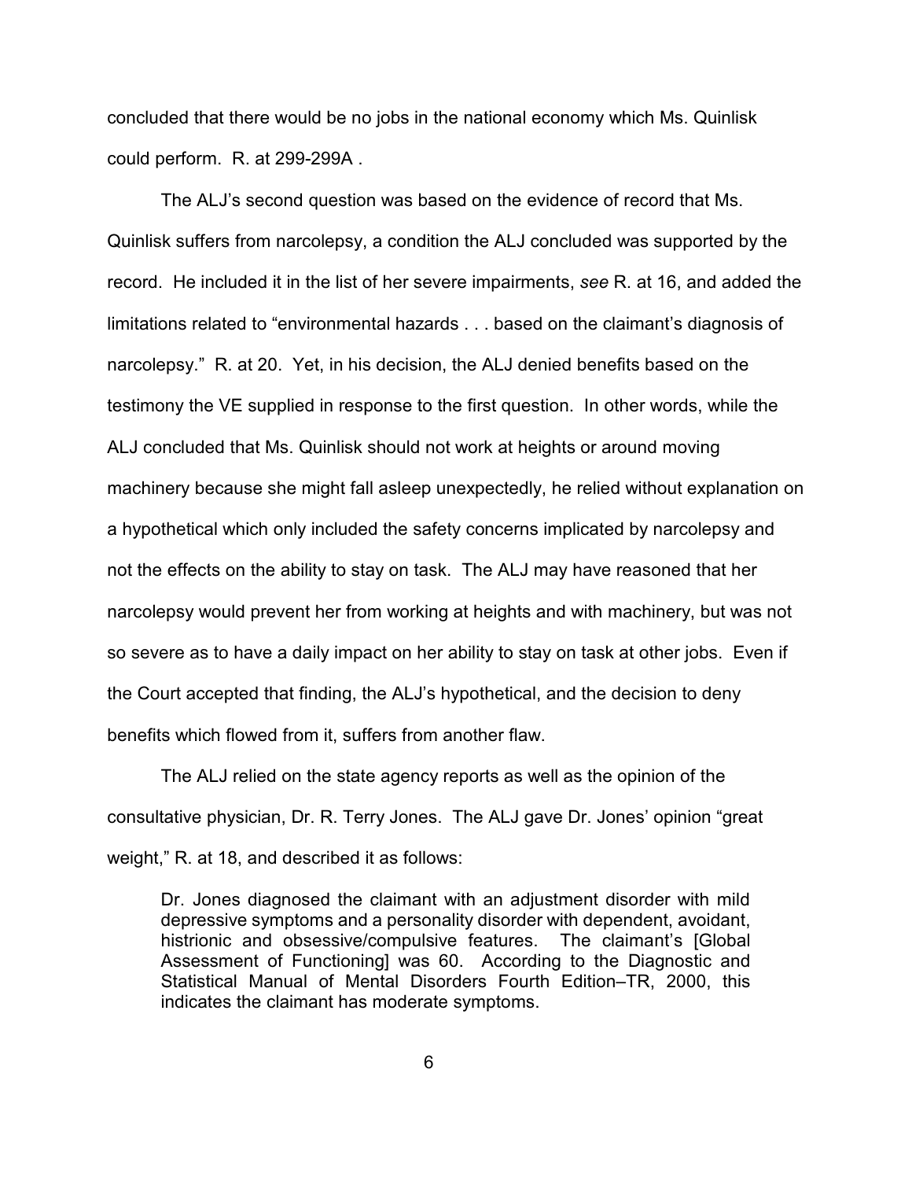concluded that there would be no jobs in the national economy which Ms. Quinlisk could perform. R. at 299-299A .

The ALJ's second question was based on the evidence of record that Ms. Quinlisk suffers from narcolepsy, a condition the ALJ concluded was supported by the record. He included it in the list of her severe impairments, *see* R. at 16, and added the limitations related to "environmental hazards . . . based on the claimant's diagnosis of narcolepsy." R. at 20. Yet, in his decision, the ALJ denied benefits based on the testimony the VE supplied in response to the first question. In other words, while the ALJ concluded that Ms. Quinlisk should not work at heights or around moving machinery because she might fall asleep unexpectedly, he relied without explanation on a hypothetical which only included the safety concerns implicated by narcolepsy and not the effects on the ability to stay on task. The ALJ may have reasoned that her narcolepsy would prevent her from working at heights and with machinery, but was not so severe as to have a daily impact on her ability to stay on task at other jobs. Even if the Court accepted that finding, the ALJ's hypothetical, and the decision to deny benefits which flowed from it, suffers from another flaw.

The ALJ relied on the state agency reports as well as the opinion of the consultative physician, Dr. R. Terry Jones. The ALJ gave Dr. Jones' opinion "great weight," R. at 18, and described it as follows:

> Dr. Jones diagnosed the claimant with an adjustment disorder with mild depressive symptoms and a personality disorder with dependent, avoidant, histrionic and obsessive/compulsive features. The claimant's [Global Assessment of Functioning] was 60. According to the Diagnostic and Statistical Manual of Mental Disorders Fourth Edition–TR, 2000, this indicates the claimant has moderate symptoms.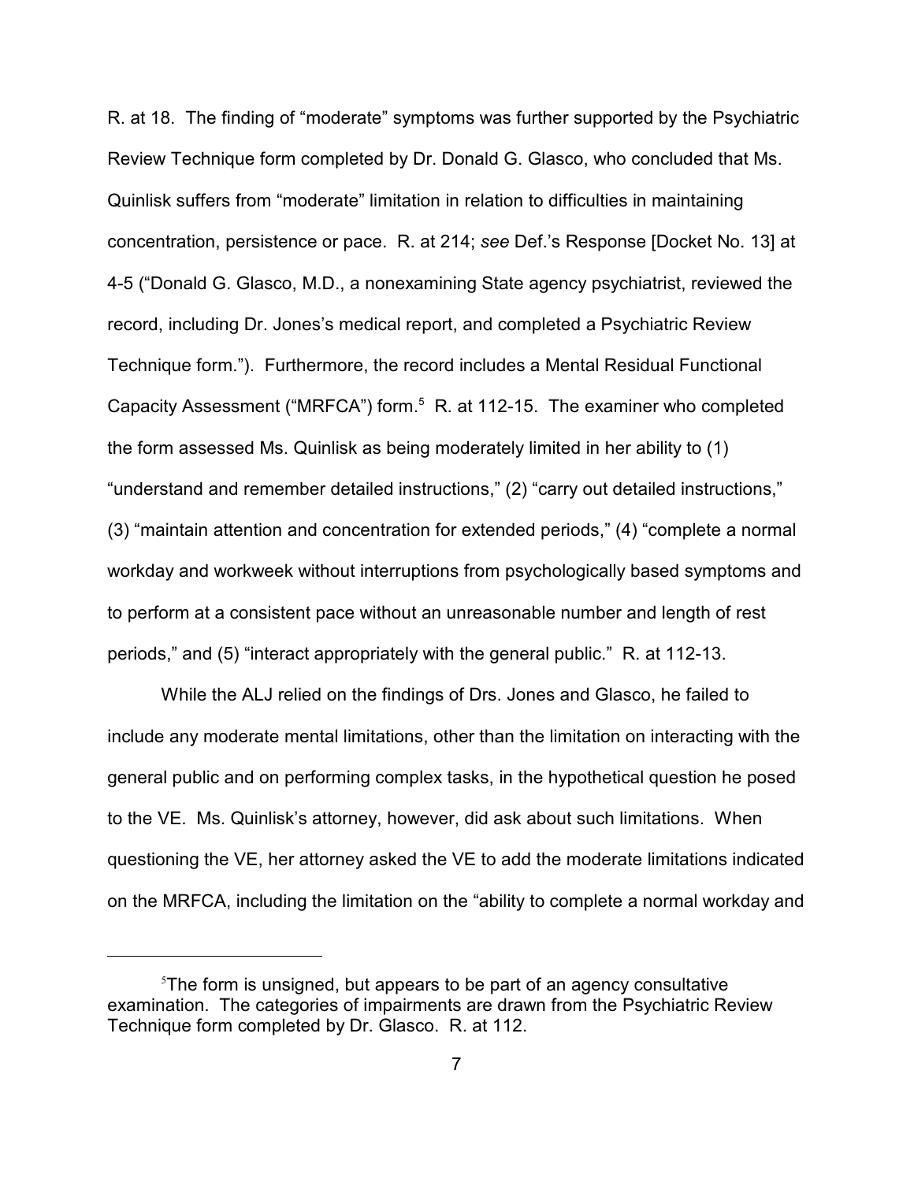R. at 18. The finding of "moderate" symptoms was further supported by the Psychiatric Review Technique form completed by Dr. Donald G. Glasco, who concluded that Ms. Quinlisk suffers from "moderate" limitation in relation to difficulties in maintaining concentration, persistence or pace. R. at 214; *see* Def.'s Response [Docket No. 13] at 4-5 ("Donald G. Glasco, M.D., a nonexamining State agency psychiatrist, reviewed the record, including Dr. Jones's medical report, and completed a Psychiatric Review Technique form."). Furthermore, the record includes a Mental Residual Functional Capacity Assessment ("MRFCA") form.[5] R. at 112-15. The examiner who completed the form assessed Ms. Quinlisk as being moderately limited in her ability to (1) "understand and remember detailed instructions," (2) "carry out detailed instructions," (3) "maintain attention and concentration for extended periods," (4) "complete a normal workday and workweek without interruptions from psychologically based symptoms and to perform at a consistent pace without an unreasonable number and length of rest periods," and (5) "interact appropriately with the general public." R. at 112-13.

While the ALJ relied on the findings of Drs. Jones and Glasco, he failed to include any moderate mental limitations, other than the limitation on interacting with the general public and on performing complex tasks, in the hypothetical question he posed to the VE. Ms. Quinlisk's attorney, however, did ask about such limitations. When questioning the VE, her attorney asked the VE to add the moderate limitations indicated on the MRFCA, including the limitation on the "ability to complete a normal workday and

---

[5]The form is unsigned, but appears to be part of an agency consultative examination. The categories of impairments are drawn from the Psychiatric Review Technique form completed by Dr. Glasco. R. at 112.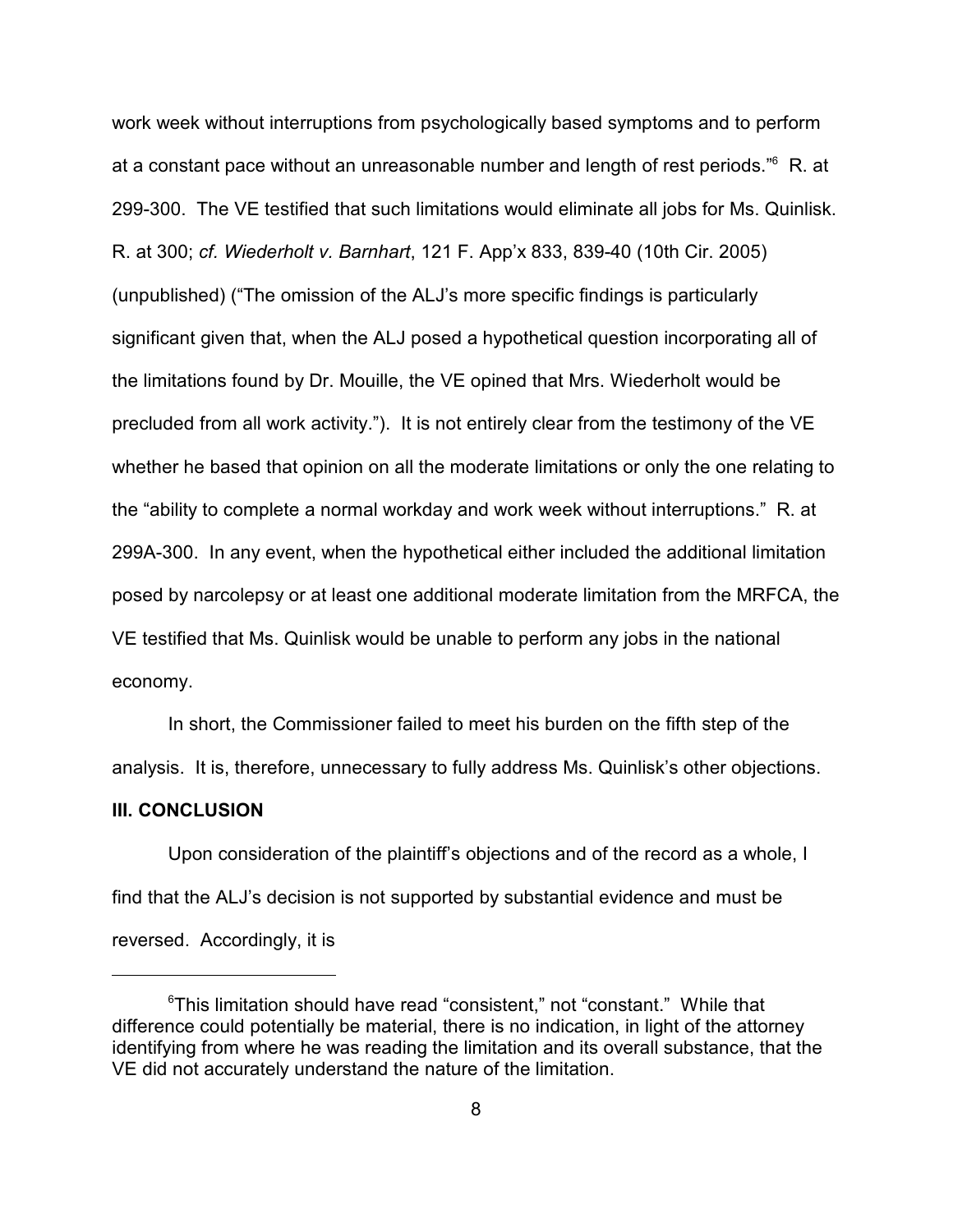work week without interruptions from psychologically based symptoms and to perform at a constant pace without an unreasonable number and length of rest periods."[6] R. at 299-300. The VE testified that such limitations would eliminate all jobs for Ms. Quinlisk. R. at 300; *cf. Wiederholt v. Barnhart*, 121 F. App'x 833, 839-40 (10th Cir. 2005) (unpublished) ("The omission of the ALJ's more specific findings is particularly significant given that, when the ALJ posed a hypothetical question incorporating all of the limitations found by Dr. Mouille, the VE opined that Mrs. Wiederholt would be precluded from all work activity."). It is not entirely clear from the testimony of the VE whether he based that opinion on all the moderate limitations or only the one relating to the "ability to complete a normal workday and work week without interruptions." R. at 299A-300. In any event, when the hypothetical either included the additional limitation posed by narcolepsy or at least one additional moderate limitation from the MRFCA, the VE testified that Ms. Quinlisk would be unable to perform any jobs in the national economy.

In short, the Commissioner failed to meet his burden on the fifth step of the analysis. It is, therefore, unnecessary to fully address Ms. Quinlisk's other objections.

## III. CONCLUSION

Upon consideration of the plaintiff's objections and of the record as a whole, I find that the ALJ's decision is not supported by substantial evidence and must be reversed. Accordingly, it is

---

[6] This limitation should have read "consistent," not "constant." While that difference could potentially be material, there is no indication, in light of the attorney identifying from where he was reading the limitation and its overall substance, that the VE did not accurately understand the nature of the limitation.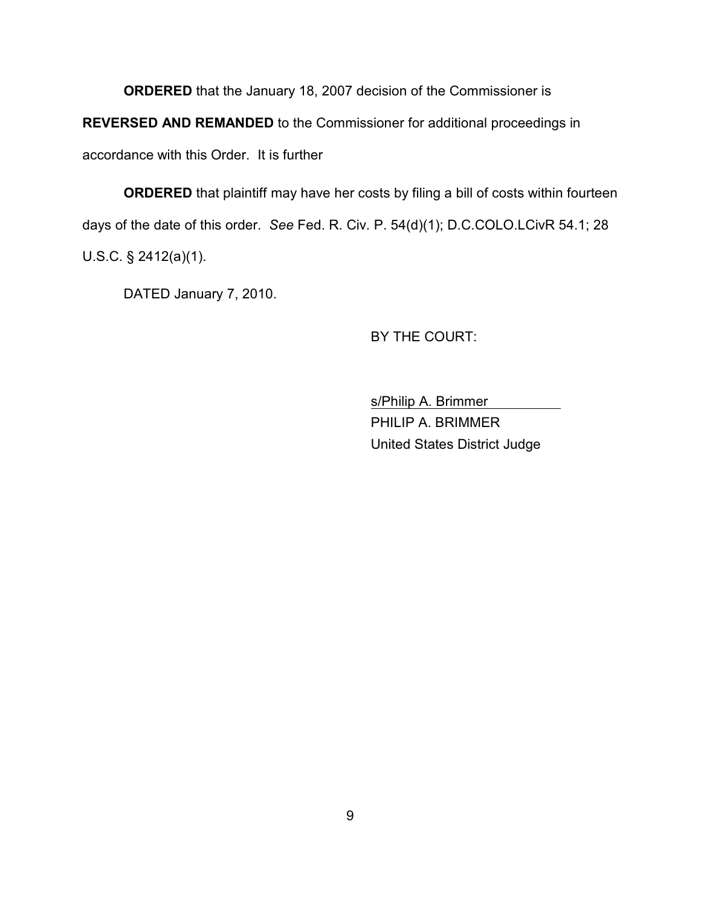**ORDERED** that the January 18, 2007 decision of the Commissioner is **REVERSED AND REMANDED** to the Commissioner for additional proceedings in accordance with this Order. It is further

**ORDERED** that plaintiff may have her costs by filing a bill of costs within fourteen days of the date of this order. *See* Fed. R. Civ. P. 54(d)(1); D.C.COLO.LCivR 54.1; 28 U.S.C. § 2412(a)(1).

DATED January 7, 2010.

BY THE COURT:

s/Philip A. Brimmer
PHILIP A. BRIMMER
United States District Judge